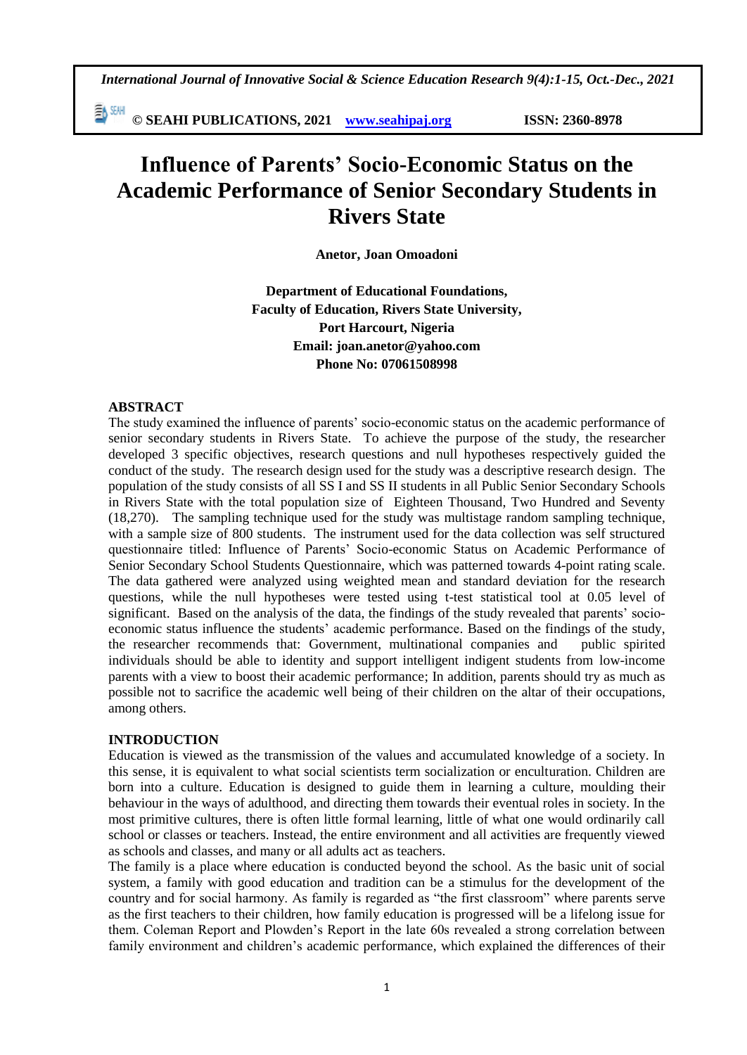# Influence of Parents' Socio-Economic Status on the Academic Performance of Senior Secondary Students in Rivers State

**Anetor, Joan Omoadoni**

**Department of Educational Foundations,**
**Faculty of Education, Rivers State University,**
**Port Harcourt, Nigeria**
**Email: joan.anetor@yahoo.com**
**Phone No: 07061508998**

## ABSTRACT

The study examined the influence of parents' socio-economic status on the academic performance of senior secondary students in Rivers State. To achieve the purpose of the study, the researcher developed 3 specific objectives, research questions and null hypotheses respectively guided the conduct of the study. The research design used for the study was a descriptive research design. The population of the study consists of all SS I and SS II students in all Public Senior Secondary Schools in Rivers State with the total population size of Eighteen Thousand, Two Hundred and Seventy (18,270). The sampling technique used for the study was multistage random sampling technique, with a sample size of 800 students. The instrument used for the data collection was self structured questionnaire titled: Influence of Parents' Socio-economic Status on Academic Performance of Senior Secondary School Students Questionnaire, which was patterned towards 4-point rating scale. The data gathered were analyzed using weighted mean and standard deviation for the research questions, while the null hypotheses were tested using t-test statistical tool at 0.05 level of significant. Based on the analysis of the data, the findings of the study revealed that parents' socio-economic status influence the students' academic performance. Based on the findings of the study, the researcher recommends that: Government, multinational companies and public spirited individuals should be able to identity and support intelligent indigent students from low-income parents with a view to boost their academic performance; In addition, parents should try as much as possible not to sacrifice the academic well being of their children on the altar of their occupations, among others.

## INTRODUCTION

Education is viewed as the transmission of the values and accumulated knowledge of a society. In this sense, it is equivalent to what social scientists term socialization or enculturation. Children are born into a culture. Education is designed to guide them in learning a culture, moulding their behaviour in the ways of adulthood, and directing them towards their eventual roles in society. In the most primitive cultures, there is often little formal learning, little of what one would ordinarily call school or classes or teachers. Instead, the entire environment and all activities are frequently viewed as schools and classes, and many or all adults act as teachers.

The family is a place where education is conducted beyond the school. As the basic unit of social system, a family with good education and tradition can be a stimulus for the development of the country and for social harmony. As family is regarded as "the first classroom" where parents serve as the first teachers to their children, how family education is progressed will be a lifelong issue for them. Coleman Report and Plowden's Report in the late 60s revealed a strong correlation between family environment and children's academic performance, which explained the differences of their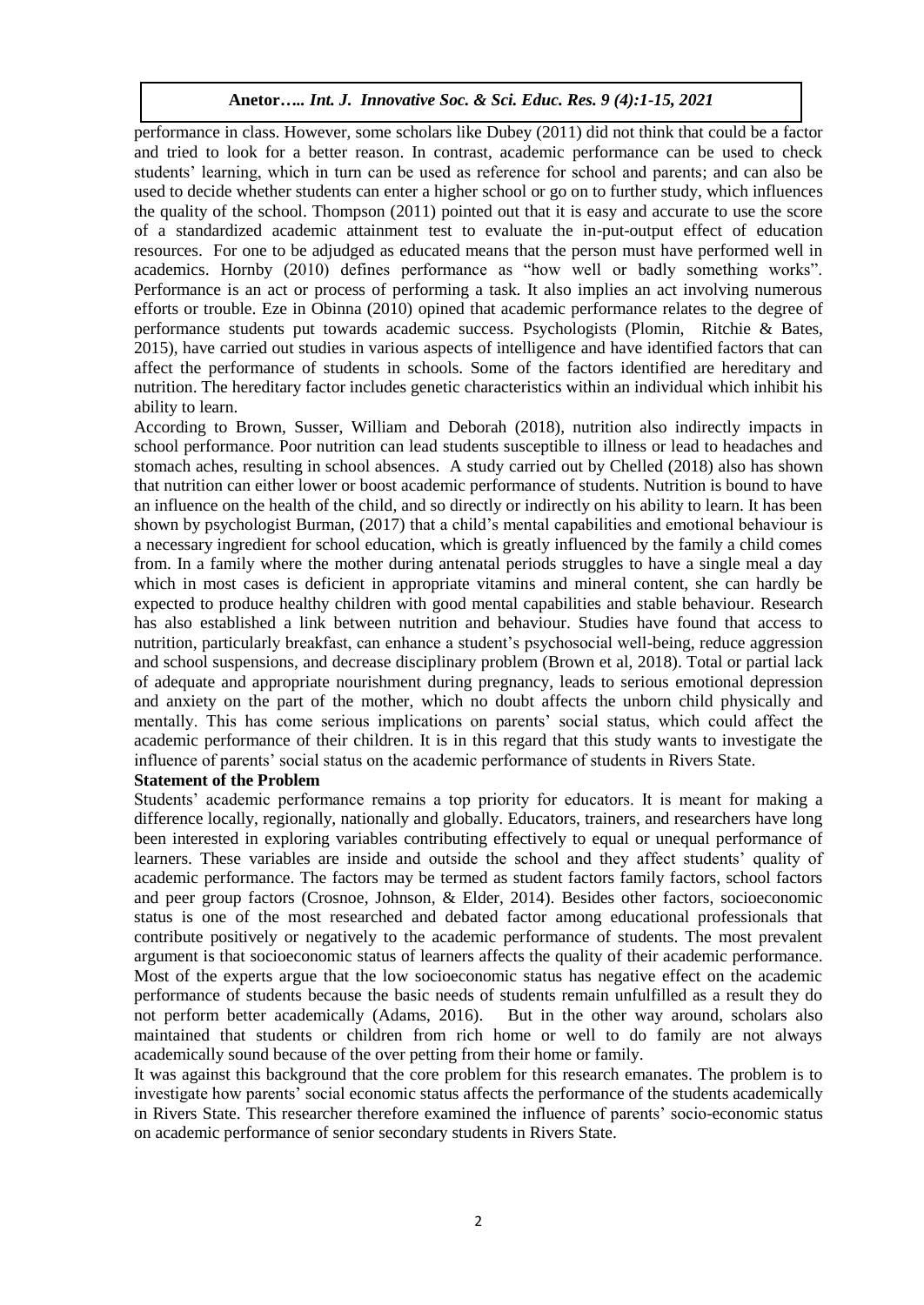performance in class. However, some scholars like Dubey (2011) did not think that could be a factor and tried to look for a better reason. In contrast, academic performance can be used to check students' learning, which in turn can be used as reference for school and parents; and can also be used to decide whether students can enter a higher school or go on to further study, which influences the quality of the school. Thompson (2011) pointed out that it is easy and accurate to use the score of a standardized academic attainment test to evaluate the in-put-output effect of education resources. For one to be adjudged as educated means that the person must have performed well in academics. Hornby (2010) defines performance as "how well or badly something works". Performance is an act or process of performing a task. It also implies an act involving numerous efforts or trouble. Eze in Obinna (2010) opined that academic performance relates to the degree of performance students put towards academic success. Psychologists (Plomin, Ritchie & Bates, 2015), have carried out studies in various aspects of intelligence and have identified factors that can affect the performance of students in schools. Some of the factors identified are hereditary and nutrition. The hereditary factor includes genetic characteristics within an individual which inhibit his ability to learn.

According to Brown, Susser, William and Deborah (2018), nutrition also indirectly impacts in school performance. Poor nutrition can lead students susceptible to illness or lead to headaches and stomach aches, resulting in school absences. A study carried out by Chelled (2018) also has shown that nutrition can either lower or boost academic performance of students. Nutrition is bound to have an influence on the health of the child, and so directly or indirectly on his ability to learn. It has been shown by psychologist Burman, (2017) that a child's mental capabilities and emotional behaviour is a necessary ingredient for school education, which is greatly influenced by the family a child comes from. In a family where the mother during antenatal periods struggles to have a single meal a day which in most cases is deficient in appropriate vitamins and mineral content, she can hardly be expected to produce healthy children with good mental capabilities and stable behaviour. Research has also established a link between nutrition and behaviour. Studies have found that access to nutrition, particularly breakfast, can enhance a student's psychosocial well-being, reduce aggression and school suspensions, and decrease disciplinary problem (Brown et al, 2018). Total or partial lack of adequate and appropriate nourishment during pregnancy, leads to serious emotional depression and anxiety on the part of the mother, which no doubt affects the unborn child physically and mentally. This has come serious implications on parents' social status, which could affect the academic performance of their children. It is in this regard that this study wants to investigate the influence of parents' social status on the academic performance of students in Rivers State.

**Statement of the Problem**

Students' academic performance remains a top priority for educators. It is meant for making a difference locally, regionally, nationally and globally. Educators, trainers, and researchers have long been interested in exploring variables contributing effectively to equal or unequal performance of learners. These variables are inside and outside the school and they affect students' quality of academic performance. The factors may be termed as student factors family factors, school factors and peer group factors (Crosnoe, Johnson, & Elder, 2014). Besides other factors, socioeconomic status is one of the most researched and debated factor among educational professionals that contribute positively or negatively to the academic performance of students. The most prevalent argument is that socioeconomic status of learners affects the quality of their academic performance. Most of the experts argue that the low socioeconomic status has negative effect on the academic performance of students because the basic needs of students remain unfulfilled as a result they do not perform better academically (Adams, 2016). But in the other way around, scholars also maintained that students or children from rich home or well to do family are not always academically sound because of the over petting from their home or family.

It was against this background that the core problem for this research emanates. The problem is to investigate how parents' social economic status affects the performance of the students academically in Rivers State. This researcher therefore examined the influence of parents' socio-economic status on academic performance of senior secondary students in Rivers State.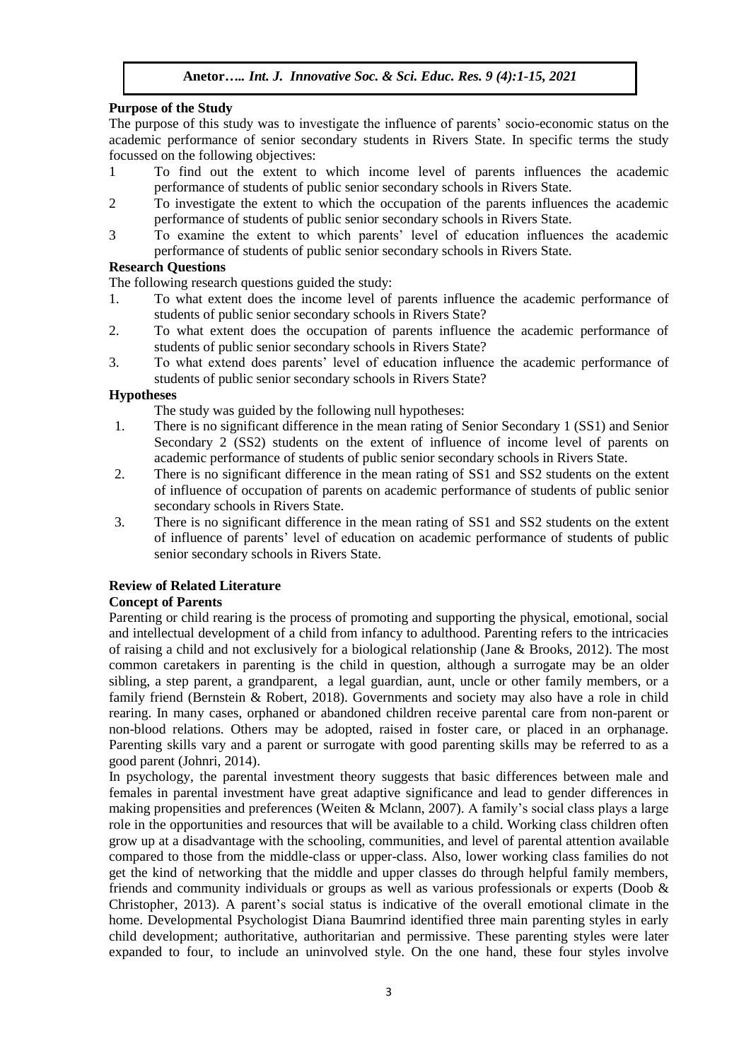**Purpose of the Study**

The purpose of this study was to investigate the influence of parents' socio-economic status on the academic performance of senior secondary students in Rivers State. In specific terms the study focussed on the following objectives:

1 To find out the extent to which income level of parents influences the academic performance of students of public senior secondary schools in Rivers State.
2 To investigate the extent to which the occupation of the parents influences the academic performance of students of public senior secondary schools in Rivers State.
3 To examine the extent to which parents' level of education influences the academic performance of students of public senior secondary schools in Rivers State.

**Research Questions**

The following research questions guided the study:

1. To what extent does the income level of parents influence the academic performance of students of public senior secondary schools in Rivers State?
2. To what extent does the occupation of parents influence the academic performance of students of public senior secondary schools in Rivers State?
3. To what extend does parents' level of education influence the academic performance of students of public senior secondary schools in Rivers State?

**Hypotheses**

The study was guided by the following null hypotheses:

1. There is no significant difference in the mean rating of Senior Secondary 1 (SS1) and Senior Secondary 2 (SS2) students on the extent of influence of income level of parents on academic performance of students of public senior secondary schools in Rivers State.
2. There is no significant difference in the mean rating of SS1 and SS2 students on the extent of influence of occupation of parents on academic performance of students of public senior secondary schools in Rivers State.
3. There is no significant difference in the mean rating of SS1 and SS2 students on the extent of influence of parents' level of education on academic performance of students of public senior secondary schools in Rivers State.

**Review of Related Literature**

**Concept of Parents**

Parenting or child rearing is the process of promoting and supporting the physical, emotional, social and intellectual development of a child from infancy to adulthood. Parenting refers to the intricacies of raising a child and not exclusively for a biological relationship (Jane & Brooks, 2012). The most common caretakers in parenting is the child in question, although a surrogate may be an older sibling, a step parent, a grandparent, a legal guardian, aunt, uncle or other family members, or a family friend (Bernstein & Robert, 2018). Governments and society may also have a role in child rearing. In many cases, orphaned or abandoned children receive parental care from non-parent or non-blood relations. Others may be adopted, raised in foster care, or placed in an orphanage. Parenting skills vary and a parent or surrogate with good parenting skills may be referred to as a good parent (Johnri, 2014).

In psychology, the parental investment theory suggests that basic differences between male and females in parental investment have great adaptive significance and lead to gender differences in making propensities and preferences (Weiten & Mclann, 2007). A family's social class plays a large role in the opportunities and resources that will be available to a child. Working class children often grow up at a disadvantage with the schooling, communities, and level of parental attention available compared to those from the middle-class or upper-class. Also, lower working class families do not get the kind of networking that the middle and upper classes do through helpful family members, friends and community individuals or groups as well as various professionals or experts (Doob & Christopher, 2013). A parent's social status is indicative of the overall emotional climate in the home. Developmental Psychologist Diana Baumrind identified three main parenting styles in early child development; authoritative, authoritarian and permissive. These parenting styles were later expanded to four, to include an uninvolved style. On the one hand, these four styles involve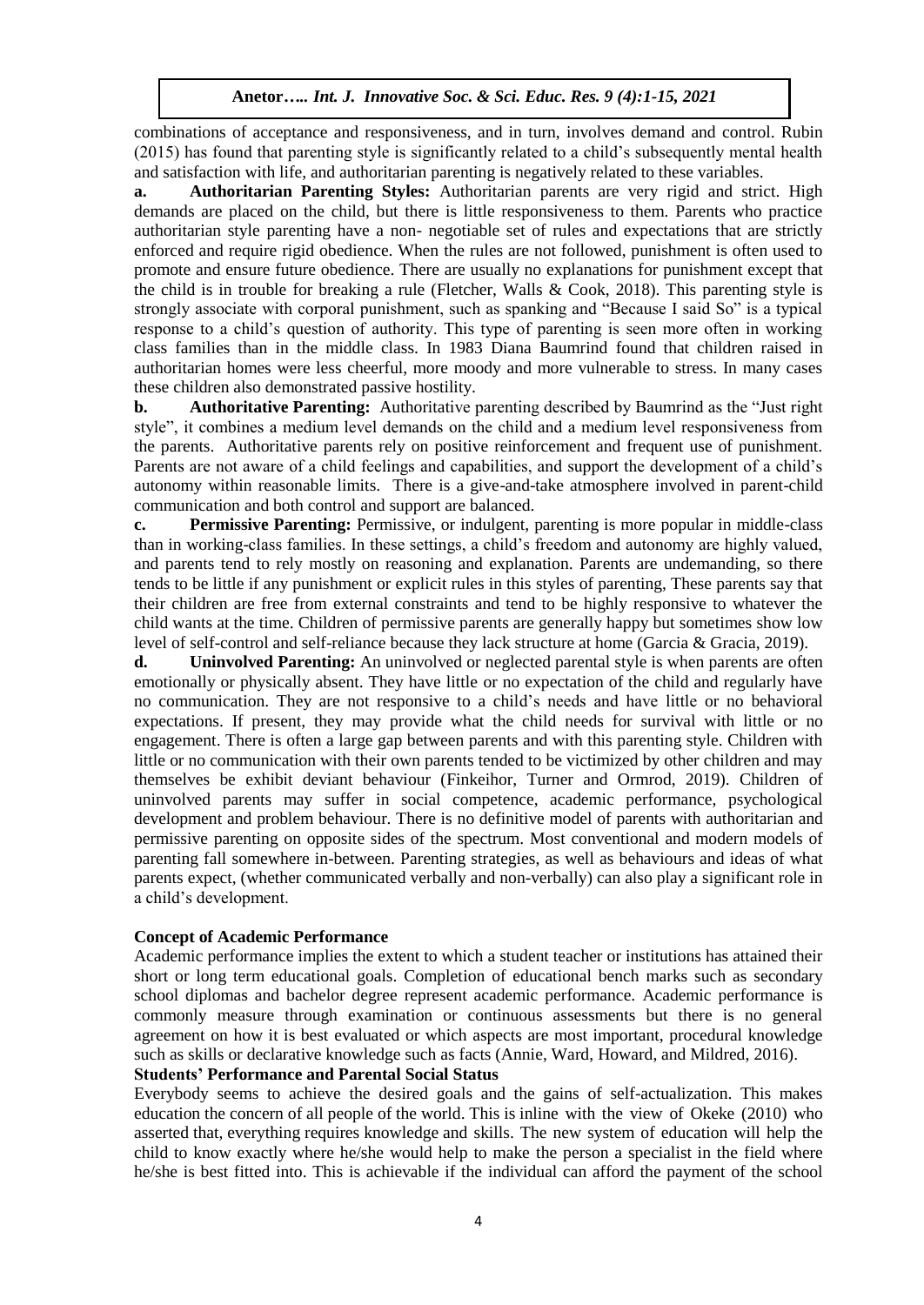combinations of acceptance and responsiveness, and in turn, involves demand and control. Rubin (2015) has found that parenting style is significantly related to a child's subsequently mental health and satisfaction with life, and authoritarian parenting is negatively related to these variables.

**a. Authoritarian Parenting Styles:** Authoritarian parents are very rigid and strict. High demands are placed on the child, but there is little responsiveness to them. Parents who practice authoritarian style parenting have a non- negotiable set of rules and expectations that are strictly enforced and require rigid obedience. When the rules are not followed, punishment is often used to promote and ensure future obedience. There are usually no explanations for punishment except that the child is in trouble for breaking a rule (Fletcher, Walls & Cook, 2018). This parenting style is strongly associate with corporal punishment, such as spanking and "Because I said So" is a typical response to a child's question of authority. This type of parenting is seen more often in working class families than in the middle class. In 1983 Diana Baumrind found that children raised in authoritarian homes were less cheerful, more moody and more vulnerable to stress. In many cases these children also demonstrated passive hostility.

**b. Authoritative Parenting:** Authoritative parenting described by Baumrind as the "Just right style", it combines a medium level demands on the child and a medium level responsiveness from the parents. Authoritative parents rely on positive reinforcement and frequent use of punishment. Parents are not aware of a child feelings and capabilities, and support the development of a child's autonomy within reasonable limits. There is a give-and-take atmosphere involved in parent-child communication and both control and support are balanced.

**c. Permissive Parenting:** Permissive, or indulgent, parenting is more popular in middle-class than in working-class families. In these settings, a child's freedom and autonomy are highly valued, and parents tend to rely mostly on reasoning and explanation. Parents are undemanding, so there tends to be little if any punishment or explicit rules in this styles of parenting, These parents say that their children are free from external constraints and tend to be highly responsive to whatever the child wants at the time. Children of permissive parents are generally happy but sometimes show low level of self-control and self-reliance because they lack structure at home (Garcia & Gracia, 2019).

**d. Uninvolved Parenting:** An uninvolved or neglected parental style is when parents are often emotionally or physically absent. They have little or no expectation of the child and regularly have no communication. They are not responsive to a child's needs and have little or no behavioral expectations. If present, they may provide what the child needs for survival with little or no engagement. There is often a large gap between parents and with this parenting style. Children with little or no communication with their own parents tended to be victimized by other children and may themselves be exhibit deviant behaviour (Finkeihor, Turner and Ormrod, 2019). Children of uninvolved parents may suffer in social competence, academic performance, psychological development and problem behaviour. There is no definitive model of parents with authoritarian and permissive parenting on opposite sides of the spectrum. Most conventional and modern models of parenting fall somewhere in-between. Parenting strategies, as well as behaviours and ideas of what parents expect, (whether communicated verbally and non-verbally) can also play a significant role in a child's development.

### Concept of Academic Performance

Academic performance implies the extent to which a student teacher or institutions has attained their short or long term educational goals. Completion of educational bench marks such as secondary school diplomas and bachelor degree represent academic performance. Academic performance is commonly measure through examination or continuous assessments but there is no general agreement on how it is best evaluated or which aspects are most important, procedural knowledge such as skills or declarative knowledge such as facts (Annie, Ward, Howard, and Mildred, 2016).

### Students' Performance and Parental Social Status

Everybody seems to achieve the desired goals and the gains of self-actualization. This makes education the concern of all people of the world. This is inline with the view of Okeke (2010) who asserted that, everything requires knowledge and skills. The new system of education will help the child to know exactly where he/she would help to make the person a specialist in the field where he/she is best fitted into. This is achievable if the individual can afford the payment of the school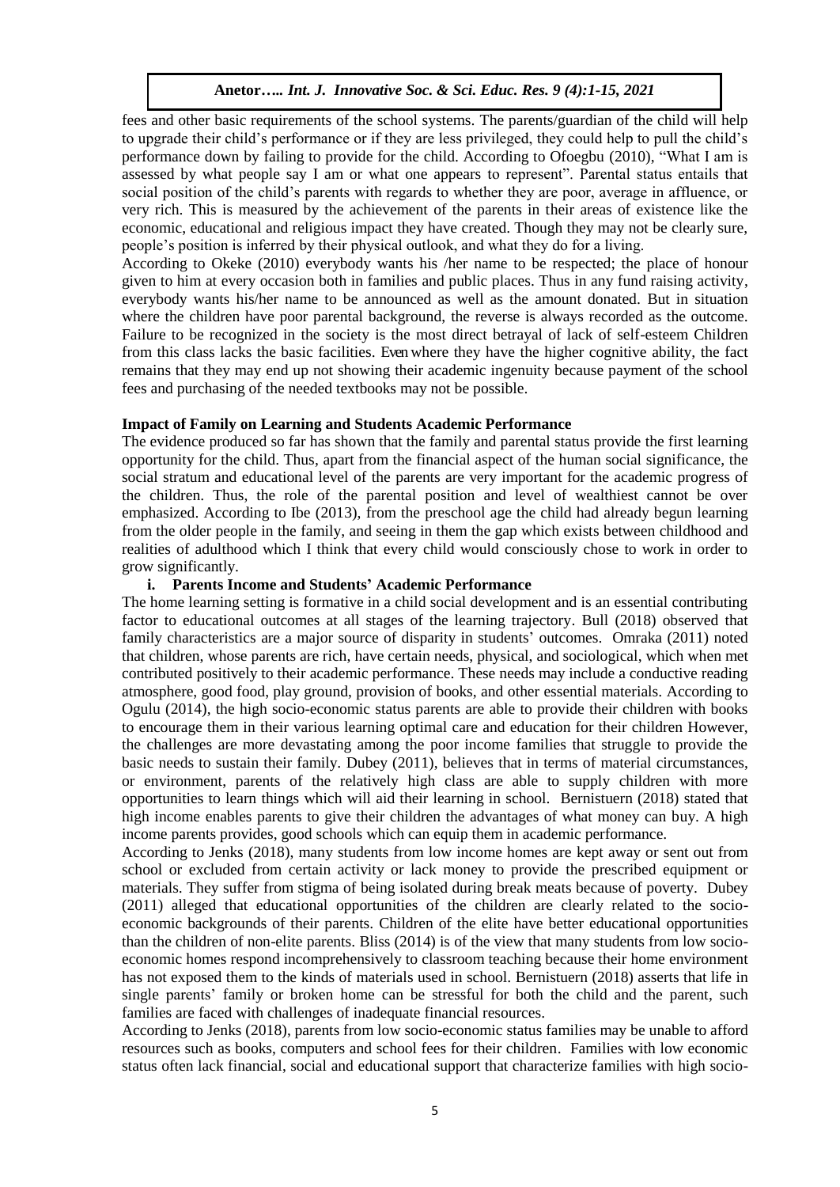fees and other basic requirements of the school systems. The parents/guardian of the child will help to upgrade their child's performance or if they are less privileged, they could help to pull the child's performance down by failing to provide for the child. According to Ofoegbu (2010), "What I am is assessed by what people say I am or what one appears to represent". Parental status entails that social position of the child's parents with regards to whether they are poor, average in affluence, or very rich. This is measured by the achievement of the parents in their areas of existence like the economic, educational and religious impact they have created. Though they may not be clearly sure, people's position is inferred by their physical outlook, and what they do for a living.

According to Okeke (2010) everybody wants his /her name to be respected; the place of honour given to him at every occasion both in families and public places. Thus in any fund raising activity, everybody wants his/her name to be announced as well as the amount donated. But in situation where the children have poor parental background, the reverse is always recorded as the outcome. Failure to be recognized in the society is the most direct betrayal of lack of self-esteem Children from this class lacks the basic facilities. Even where they have the higher cognitive ability, the fact remains that they may end up not showing their academic ingenuity because payment of the school fees and purchasing of the needed textbooks may not be possible.

**Impact of Family on Learning and Students Academic Performance**

The evidence produced so far has shown that the family and parental status provide the first learning opportunity for the child. Thus, apart from the financial aspect of the human social significance, the social stratum and educational level of the parents are very important for the academic progress of the children. Thus, the role of the parental position and level of wealthiest cannot be over emphasized. According to Ibe (2013), from the preschool age the child had already begun learning from the older people in the family, and seeing in them the gap which exists between childhood and realities of adulthood which I think that every child would consciously chose to work in order to grow significantly.

**i. Parents Income and Students' Academic Performance**

The home learning setting is formative in a child social development and is an essential contributing factor to educational outcomes at all stages of the learning trajectory. Bull (2018) observed that family characteristics are a major source of disparity in students' outcomes. Omraka (2011) noted that children, whose parents are rich, have certain needs, physical, and sociological, which when met contributed positively to their academic performance. These needs may include a conductive reading atmosphere, good food, play ground, provision of books, and other essential materials. According to Ogulu (2014), the high socio-economic status parents are able to provide their children with books to encourage them in their various learning optimal care and education for their children However, the challenges are more devastating among the poor income families that struggle to provide the basic needs to sustain their family. Dubey (2011), believes that in terms of material circumstances, or environment, parents of the relatively high class are able to supply children with more opportunities to learn things which will aid their learning in school. Bernistuern (2018) stated that high income enables parents to give their children the advantages of what money can buy. A high income parents provides, good schools which can equip them in academic performance.

According to Jenks (2018), many students from low income homes are kept away or sent out from school or excluded from certain activity or lack money to provide the prescribed equipment or materials. They suffer from stigma of being isolated during break meats because of poverty. Dubey (2011) alleged that educational opportunities of the children are clearly related to the socio-economic backgrounds of their parents. Children of the elite have better educational opportunities than the children of non-elite parents. Bliss (2014) is of the view that many students from low socio-economic homes respond incomprehensively to classroom teaching because their home environment has not exposed them to the kinds of materials used in school. Bernistuern (2018) asserts that life in single parents' family or broken home can be stressful for both the child and the parent, such families are faced with challenges of inadequate financial resources.

According to Jenks (2018), parents from low socio-economic status families may be unable to afford resources such as books, computers and school fees for their children. Families with low economic status often lack financial, social and educational support that characterize families with high socio-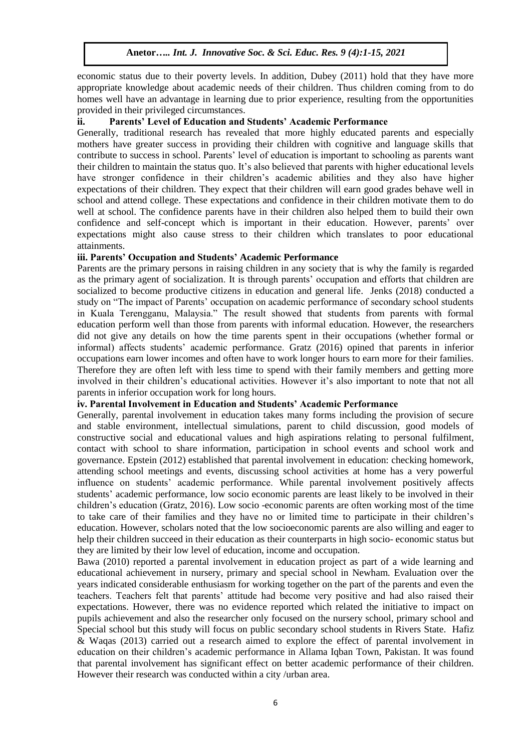economic status due to their poverty levels. In addition, Dubey (2011) hold that they have more appropriate knowledge about academic needs of their children. Thus children coming from to do homes well have an advantage in learning due to prior experience, resulting from the opportunities provided in their privileged circumstances.

### ii. Parents' Level of Education and Students' Academic Performance

Generally, traditional research has revealed that more highly educated parents and especially mothers have greater success in providing their children with cognitive and language skills that contribute to success in school. Parents' level of education is important to schooling as parents want their children to maintain the status quo. It's also believed that parents with higher educational levels have stronger confidence in their children's academic abilities and they also have higher expectations of their children. They expect that their children will earn good grades behave well in school and attend college. These expectations and confidence in their children motivate them to do well at school. The confidence parents have in their children also helped them to build their own confidence and self-concept which is important in their education. However, parents' over expectations might also cause stress to their children which translates to poor educational attainments.

### iii. Parents' Occupation and Students' Academic Performance

Parents are the primary persons in raising children in any society that is why the family is regarded as the primary agent of socialization. It is through parents' occupation and efforts that children are socialized to become productive citizens in education and general life. Jenks (2018) conducted a study on "The impact of Parents' occupation on academic performance of secondary school students in Kuala Terengganu, Malaysia." The result showed that students from parents with formal education perform well than those from parents with informal education. However, the researchers did not give any details on how the time parents spent in their occupations (whether formal or informal) affects students' academic performance. Gratz (2016) opined that parents in inferior occupations earn lower incomes and often have to work longer hours to earn more for their families. Therefore they are often left with less time to spend with their family members and getting more involved in their children's educational activities. However it's also important to note that not all parents in inferior occupation work for long hours.

### iv. Parental Involvement in Education and Students' Academic Performance

Generally, parental involvement in education takes many forms including the provision of secure and stable environment, intellectual simulations, parent to child discussion, good models of constructive social and educational values and high aspirations relating to personal fulfilment, contact with school to share information, participation in school events and school work and governance. Epstein (2012) established that parental involvement in education: checking homework, attending school meetings and events, discussing school activities at home has a very powerful influence on students' academic performance. While parental involvement positively affects students' academic performance, low socio economic parents are least likely to be involved in their children's education (Gratz, 2016). Low socio -economic parents are often working most of the time to take care of their families and they have no or limited time to participate in their children's education. However, scholars noted that the low socioeconomic parents are also willing and eager to help their children succeed in their education as their counterparts in high socio- economic status but they are limited by their low level of education, income and occupation.

Bawa (2010) reported a parental involvement in education project as part of a wide learning and educational achievement in nursery, primary and special school in Newham. Evaluation over the years indicated considerable enthusiasm for working together on the part of the parents and even the teachers. Teachers felt that parents' attitude had become very positive and had also raised their expectations. However, there was no evidence reported which related the initiative to impact on pupils achievement and also the researcher only focused on the nursery school, primary school and Special school but this study will focus on public secondary school students in Rivers State. Hafiz & Waqas (2013) carried out a research aimed to explore the effect of parental involvement in education on their children's academic performance in Allama Iqban Town, Pakistan. It was found that parental involvement has significant effect on better academic performance of their children. However their research was conducted within a city /urban area.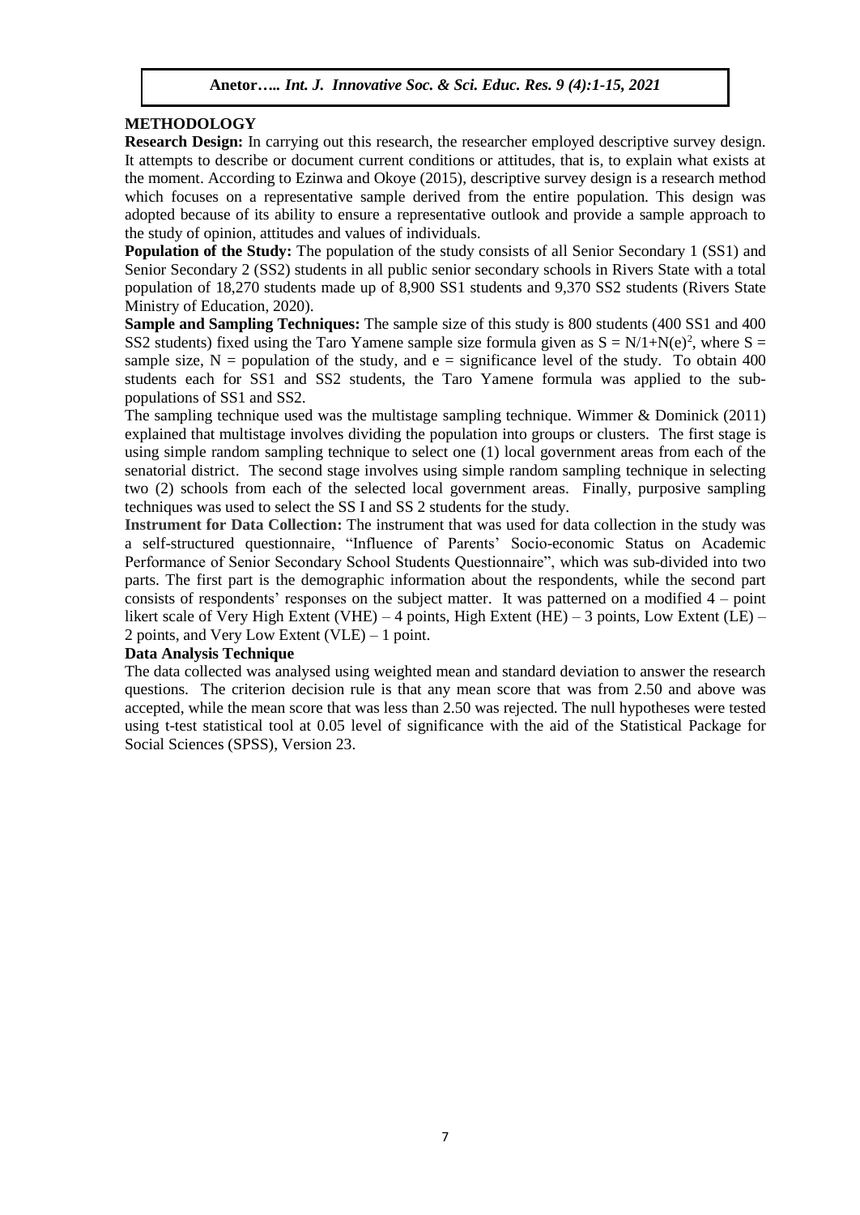## METHODOLOGY

**Research Design:** In carrying out this research, the researcher employed descriptive survey design. It attempts to describe or document current conditions or attitudes, that is, to explain what exists at the moment. According to Ezinwa and Okoye (2015), descriptive survey design is a research method which focuses on a representative sample derived from the entire population. This design was adopted because of its ability to ensure a representative outlook and provide a sample approach to the study of opinion, attitudes and values of individuals.

**Population of the Study:** The population of the study consists of all Senior Secondary 1 (SS1) and Senior Secondary 2 (SS2) students in all public senior secondary schools in Rivers State with a total population of 18,270 students made up of 8,900 SS1 students and 9,370 SS2 students (Rivers State Ministry of Education, 2020).

**Sample and Sampling Techniques:** The sample size of this study is 800 students (400 SS1 and 400 SS2 students) fixed using the Taro Yamene sample size formula given as $S = N/1+N(e)^2$, where S = sample size, N = population of the study, and e = significance level of the study. To obtain 400 students each for SS1 and SS2 students, the Taro Yamene formula was applied to the sub-populations of SS1 and SS2.

The sampling technique used was the multistage sampling technique. Wimmer & Dominick (2011) explained that multistage involves dividing the population into groups or clusters. The first stage is using simple random sampling technique to select one (1) local government areas from each of the senatorial district. The second stage involves using simple random sampling technique in selecting two (2) schools from each of the selected local government areas. Finally, purposive sampling techniques was used to select the SS I and SS 2 students for the study.

**Instrument for Data Collection:** The instrument that was used for data collection in the study was a self-structured questionnaire, "Influence of Parents' Socio-economic Status on Academic Performance of Senior Secondary School Students Questionnaire", which was sub-divided into two parts. The first part is the demographic information about the respondents, while the second part consists of respondents' responses on the subject matter. It was patterned on a modified 4 – point likert scale of Very High Extent (VHE) – 4 points, High Extent (HE) – 3 points, Low Extent (LE) – 2 points, and Very Low Extent (VLE) – 1 point.

**Data Analysis Technique**

The data collected was analysed using weighted mean and standard deviation to answer the research questions. The criterion decision rule is that any mean score that was from 2.50 and above was accepted, while the mean score that was less than 2.50 was rejected. The null hypotheses were tested using t-test statistical tool at 0.05 level of significance with the aid of the Statistical Package for Social Sciences (SPSS), Version 23.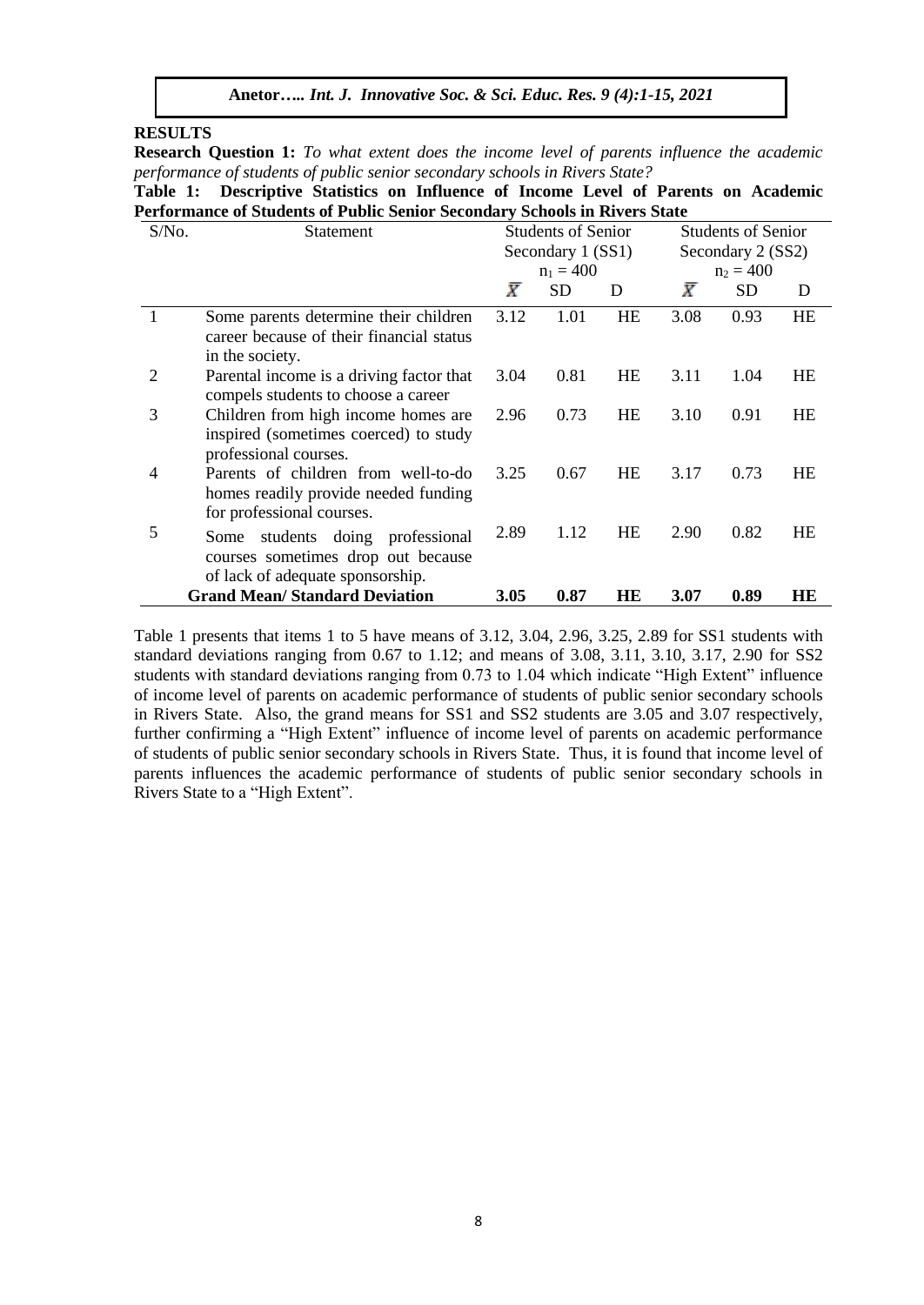## RESULTS

**Research Question 1:** *To what extent does the income level of parents influence the academic performance of students of public senior secondary schools in Rivers State?*

**Table 1: Descriptive Statistics on Influence of Income Level of Parents on Academic Performance of Students of Public Senior Secondary Schools in Rivers State**

| S/No. | Statement | Students of Senior Secondary 1 (SS1) $n_1 = 400$ | | | Students of Senior Secondary 2 (SS2) $n_2 = 400$ | | |
|---|---|---|---|---|---|---|---|
| | | $\bar{X}$ | SD | D | $\bar{X}$ | SD | D |
| 1 | Some parents determine their children career because of their financial status in the society. | 3.12 | 1.01 | HE | 3.08 | 0.93 | HE |
| 2 | Parental income is a driving factor that compels students to choose a career | 3.04 | 0.81 | HE | 3.11 | 1.04 | HE |
| 3 | Children from high income homes are inspired (sometimes coerced) to study professional courses. | 2.96 | 0.73 | HE | 3.10 | 0.91 | HE |
| 4 | Parents of children from well-to-do homes readily provide needed funding for professional courses. | 3.25 | 0.67 | HE | 3.17 | 0.73 | HE |
| 5 | Some students doing professional courses sometimes drop out because of lack of adequate sponsorship. | 2.89 | 1.12 | HE | 2.90 | 0.82 | HE |
| | **Grand Mean/ Standard Deviation** | **3.05** | **0.87** | **HE** | **3.07** | **0.89** | **HE** |

Table 1 presents that items 1 to 5 have means of 3.12, 3.04, 2.96, 3.25, 2.89 for SS1 students with standard deviations ranging from 0.67 to 1.12; and means of 3.08, 3.11, 3.10, 3.17, 2.90 for SS2 students with standard deviations ranging from 0.73 to 1.04 which indicate "High Extent" influence of income level of parents on academic performance of students of public senior secondary schools in Rivers State. Also, the grand means for SS1 and SS2 students are 3.05 and 3.07 respectively, further confirming a "High Extent" influence of income level of parents on academic performance of students of public senior secondary schools in Rivers State. Thus, it is found that income level of parents influences the academic performance of students of public senior secondary schools in Rivers State to a "High Extent".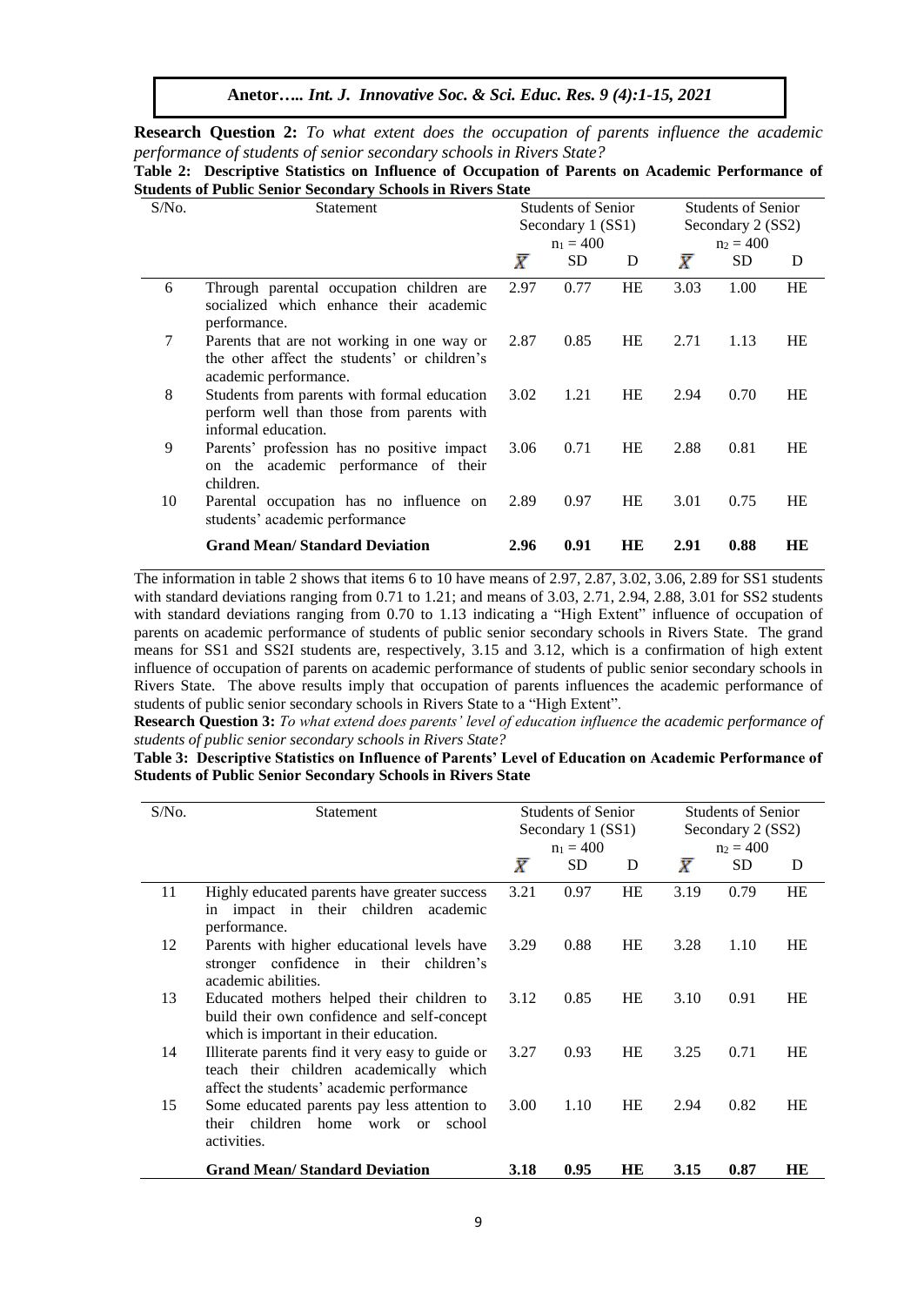**Research Question 2:** *To what extent does the occupation of parents influence the academic performance of students of senior secondary schools in Rivers State?*

**Table 2: Descriptive Statistics on Influence of Occupation of Parents on Academic Performance of Students of Public Senior Secondary Schools in Rivers State**

| S/No. | Statement | Students of Senior Secondary 1 (SS1) $n_1 = 400$ | | | Students of Senior Secondary 2 (SS2) $n_2 = 400$ | | |
|---|---|---|---|---|---|---|---|
| | | $\bar{X}$ | SD | D | $\bar{X}$ | SD | D |
| 6 | Through parental occupation children are socialized which enhance their academic performance. | 2.97 | 0.77 | HE | 3.03 | 1.00 | HE |
| 7 | Parents that are not working in one way or the other affect the students' or children's academic performance. | 2.87 | 0.85 | HE | 2.71 | 1.13 | HE |
| 8 | Students from parents with formal education perform well than those from parents with informal education. | 3.02 | 1.21 | HE | 2.94 | 0.70 | HE |
| 9 | Parents' profession has no positive impact on the academic performance of their children. | 3.06 | 0.71 | HE | 2.88 | 0.81 | HE |
| 10 | Parental occupation has no influence on students' academic performance | 2.89 | 0.97 | HE | 3.01 | 0.75 | HE |
| | **Grand Mean/ Standard Deviation** | **2.96** | **0.91** | **HE** | **2.91** | **0.88** | **HE** |

The information in table 2 shows that items 6 to 10 have means of 2.97, 2.87, 3.02, 3.06, 2.89 for SS1 students with standard deviations ranging from 0.71 to 1.21; and means of 3.03, 2.71, 2.94, 2.88, 3.01 for SS2 students with standard deviations ranging from 0.70 to 1.13 indicating a "High Extent" influence of occupation of parents on academic performance of students of public senior secondary schools in Rivers State. The grand means for SS1 and SS2I students are, respectively, 3.15 and 3.12, which is a confirmation of high extent influence of occupation of parents on academic performance of students of public senior secondary schools in Rivers State. The above results imply that occupation of parents influences the academic performance of students of public senior secondary schools in Rivers State to a "High Extent".

**Research Question 3:** *To what extend does parents' level of education influence the academic performance of students of public senior secondary schools in Rivers State?*

**Table 3: Descriptive Statistics on Influence of Parents' Level of Education on Academic Performance of Students of Public Senior Secondary Schools in Rivers State**

| S/No. | Statement | Students of Senior Secondary 1 (SS1) $n_1 = 400$ | | | Students of Senior Secondary 2 (SS2) $n_2 = 400$ | | |
|---|---|---|---|---|---|---|---|
| | | $\bar{X}$ | SD | D | $\bar{X}$ | SD | D |
| 11 | Highly educated parents have greater success in impact in their children academic performance. | 3.21 | 0.97 | HE | 3.19 | 0.79 | HE |
| 12 | Parents with higher educational levels have stronger confidence in their children's academic abilities. | 3.29 | 0.88 | HE | 3.28 | 1.10 | HE |
| 13 | Educated mothers helped their children to build their own confidence and self-concept which is important in their education. | 3.12 | 0.85 | HE | 3.10 | 0.91 | HE |
| 14 | Illiterate parents find it very easy to guide or teach their children academically which affect the students' academic performance | 3.27 | 0.93 | HE | 3.25 | 0.71 | HE |
| 15 | Some educated parents pay less attention to their children home work or school activities. | 3.00 | 1.10 | HE | 2.94 | 0.82 | HE |
| | **Grand Mean/ Standard Deviation** | **3.18** | **0.95** | **HE** | **3.15** | **0.87** | **HE** |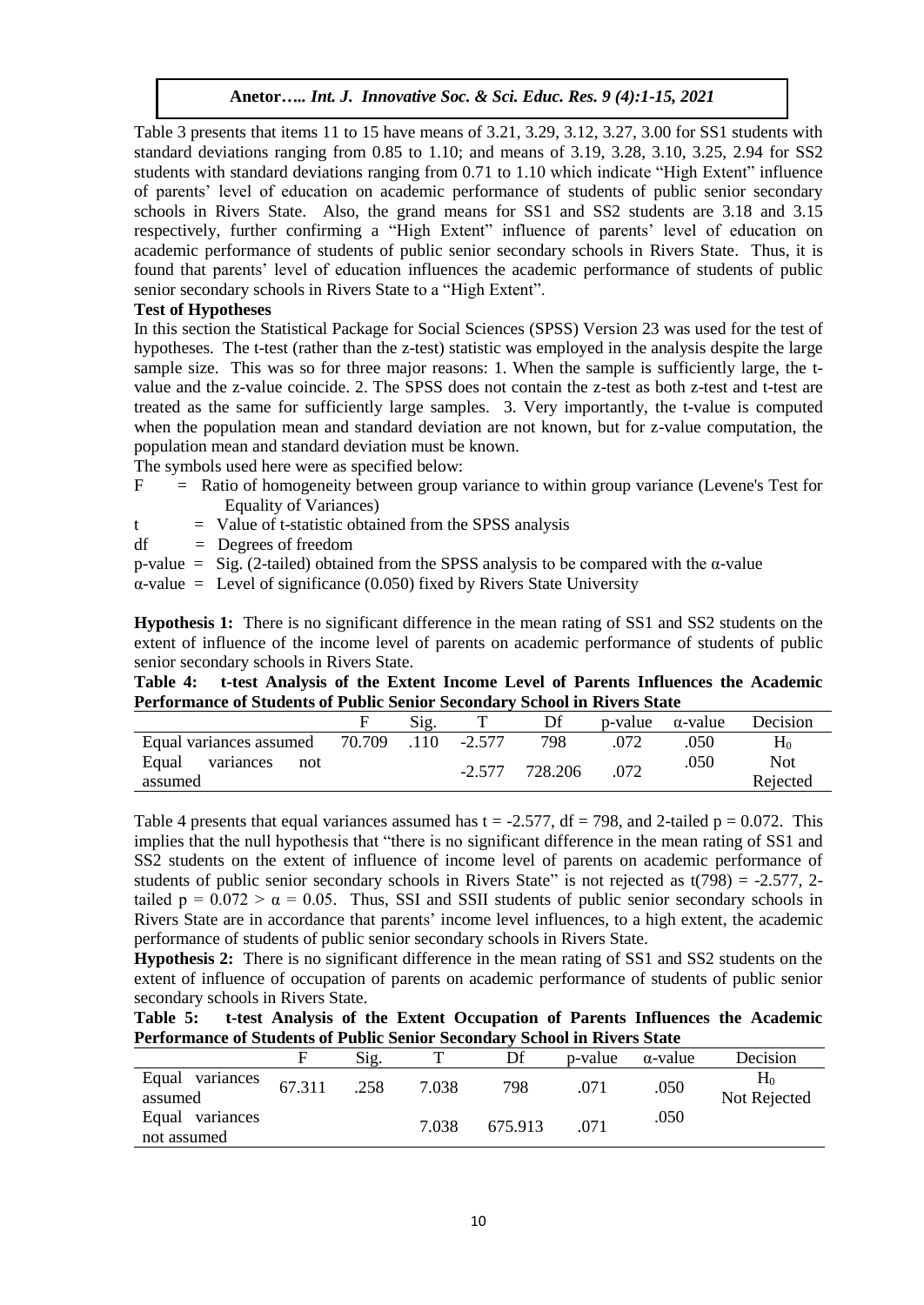Table 3 presents that items 11 to 15 have means of 3.21, 3.29, 3.12, 3.27, 3.00 for SS1 students with standard deviations ranging from 0.85 to 1.10; and means of 3.19, 3.28, 3.10, 3.25, 2.94 for SS2 students with standard deviations ranging from 0.71 to 1.10 which indicate "High Extent" influence of parents' level of education on academic performance of students of public senior secondary schools in Rivers State. Also, the grand means for SS1 and SS2 students are 3.18 and 3.15 respectively, further confirming a "High Extent" influence of parents' level of education on academic performance of students of public senior secondary schools in Rivers State. Thus, it is found that parents' level of education influences the academic performance of students of public senior secondary schools in Rivers State to a "High Extent".

**Test of Hypotheses**

In this section the Statistical Package for Social Sciences (SPSS) Version 23 was used for the test of hypotheses. The t-test (rather than the z-test) statistic was employed in the analysis despite the large sample size. This was so for three major reasons: 1. When the sample is sufficiently large, the t-value and the z-value coincide. 2. The SPSS does not contain the z-test as both z-test and t-test are treated as the same for sufficiently large samples. 3. Very importantly, the t-value is computed when the population mean and standard deviation are not known, but for z-value computation, the population mean and standard deviation must be known.

The symbols used here were as specified below:

F = Ratio of homogeneity between group variance to within group variance (Levene's Test for Equality of Variances)

t = Value of t-statistic obtained from the SPSS analysis

df = Degrees of freedom

p-value = Sig. (2-tailed) obtained from the SPSS analysis to be compared with the α-value

α-value = Level of significance (0.050) fixed by Rivers State University

**Hypothesis 1:** There is no significant difference in the mean rating of SS1 and SS2 students on the extent of influence of the income level of parents on academic performance of students of public senior secondary schools in Rivers State.

**Table 4: t-test Analysis of the Extent Income Level of Parents Influences the Academic Performance of Students of Public Senior Secondary School in Rivers State**

| | F | Sig. | T | Df | p-value | α-value | Decision |
|---|---|---|---|---|---|---|---|
| Equal variances assumed | 70.709 | .110 | -2.577 | 798 | .072 | .050 | $H_0$ |
| Equal variances not assumed | | | -2.577 | 728.206 | .072 | .050 | Not Rejected |

Table 4 presents that equal variances assumed has $t = -2.577$, $df = 798$, and 2-tailed $p = 0.072$. This implies that the null hypothesis that "there is no significant difference in the mean rating of SS1 and SS2 students on the extent of influence of income level of parents on academic performance of students of public senior secondary schools in Rivers State" is not rejected as $t(798) = -2.577$, 2-tailed $p = 0.072 > \alpha = 0.05$. Thus, SSI and SSII students of public senior secondary schools in Rivers State are in accordance that parents' income level influences, to a high extent, the academic performance of students of public senior secondary schools in Rivers State.

**Hypothesis 2:** There is no significant difference in the mean rating of SS1 and SS2 students on the extent of influence of occupation of parents on academic performance of students of public senior secondary schools in Rivers State.

**Table 5: t-test Analysis of the Extent Occupation of Parents Influences the Academic Performance of Students of Public Senior Secondary School in Rivers State**

| | F | Sig. | T | Df | p-value | α-value | Decision |
|---|---|---|---|---|---|---|---|
| Equal variances assumed | 67.311 | .258 | 7.038 | 798 | .071 | .050 | $H_0$ Not Rejected |
| Equal variances not assumed | | | 7.038 | 675.913 | .071 | .050 | |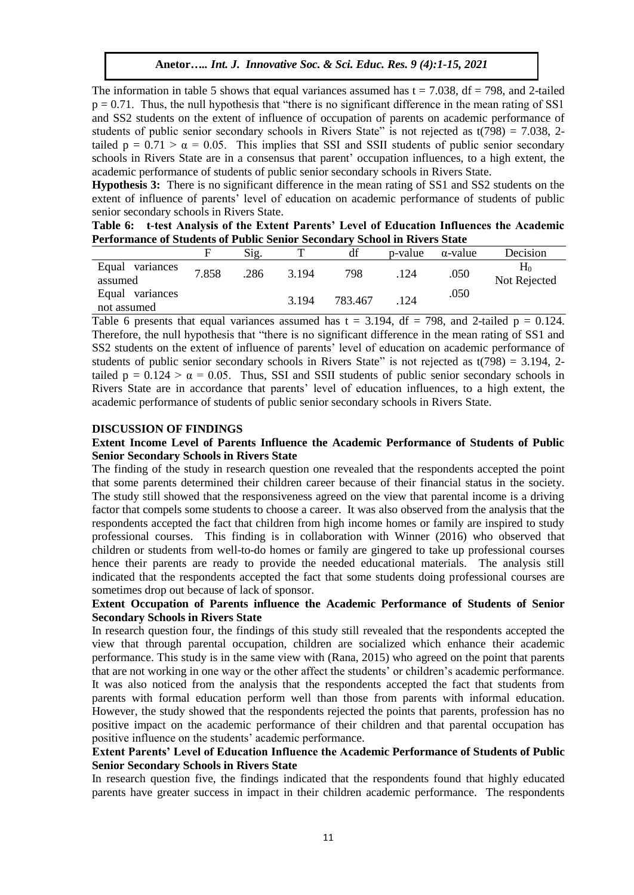The information in table 5 shows that equal variances assumed has t = 7.038, df = 798, and 2-tailed p = 0.71. Thus, the null hypothesis that "there is no significant difference in the mean rating of SS1 and SS2 students on the extent of influence of occupation of parents on academic performance of students of public senior secondary schools in Rivers State" is not rejected as t(798) = 7.038, 2-tailed p = 0.71 > α = 0.05. This implies that SSI and SSII students of public senior secondary schools in Rivers State are in a consensus that parent' occupation influences, to a high extent, the academic performance of students of public senior secondary schools in Rivers State.

**Hypothesis 3:** There is no significant difference in the mean rating of SS1 and SS2 students on the extent of influence of parents' level of education on academic performance of students of public senior secondary schools in Rivers State.

**Table 6: t-test Analysis of the Extent Parents' Level of Education Influences the Academic Performance of Students of Public Senior Secondary School in Rivers State**

| | F | Sig. | T | df | p-value | α-value | Decision |
|---|---|---|---|---|---|---|---|
| Equal variances assumed | 7.858 | .286 | 3.194 | 798 | .124 | .050 | $H_0$ Not Rejected |
| Equal variances not assumed | | | 3.194 | 783.467 | .124 | .050 | |

Table 6 presents that equal variances assumed has t = 3.194, df = 798, and 2-tailed p = 0.124. Therefore, the null hypothesis that "there is no significant difference in the mean rating of SS1 and SS2 students on the extent of influence of parents' level of education on academic performance of students of public senior secondary schools in Rivers State" is not rejected as t(798) = 3.194, 2-tailed p = 0.124 > α = 0.05. Thus, SSI and SSII students of public senior secondary schools in Rivers State are in accordance that parents' level of education influences, to a high extent, the academic performance of students of public senior secondary schools in Rivers State.

## DISCUSSION OF FINDINGS

### Extent Income Level of Parents Influence the Academic Performance of Students of Public Senior Secondary Schools in Rivers State

The finding of the study in research question one revealed that the respondents accepted the point that some parents determined their children career because of their financial status in the society. The study still showed that the responsiveness agreed on the view that parental income is a driving factor that compels some students to choose a career. It was also observed from the analysis that the respondents accepted the fact that children from high income homes or family are inspired to study professional courses. This finding is in collaboration with Winner (2016) who observed that children or students from well-to-do homes or family are gingered to take up professional courses hence their parents are ready to provide the needed educational materials. The analysis still indicated that the respondents accepted the fact that some students doing professional courses are sometimes drop out because of lack of sponsor.

### Extent Occupation of Parents influence the Academic Performance of Students of Senior Secondary Schools in Rivers State

In research question four, the findings of this study still revealed that the respondents accepted the view that through parental occupation, children are socialized which enhance their academic performance. This study is in the same view with (Rana, 2015) who agreed on the point that parents that are not working in one way or the other affect the students' or children's academic performance. It was also noticed from the analysis that the respondents accepted the fact that students from parents with formal education perform well than those from parents with informal education. However, the study showed that the respondents rejected the points that parents, profession has no positive impact on the academic performance of their children and that parental occupation has positive influence on the students' academic performance.

### Extent Parents' Level of Education Influence the Academic Performance of Students of Public Senior Secondary Schools in Rivers State

In research question five, the findings indicated that the respondents found that highly educated parents have greater success in impact in their children academic performance. The respondents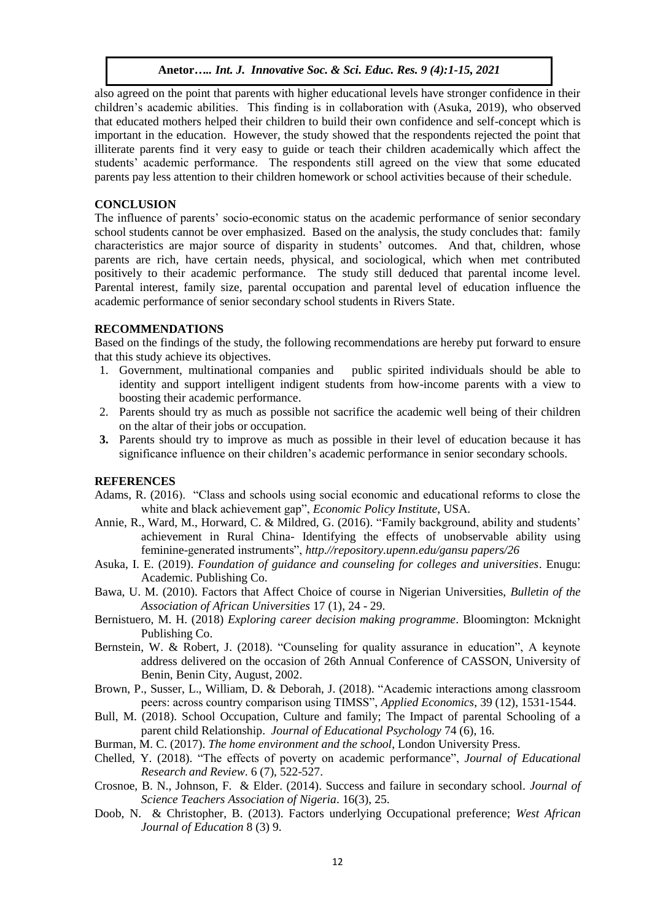also agreed on the point that parents with higher educational levels have stronger confidence in their children's academic abilities. This finding is in collaboration with (Asuka, 2019), who observed that educated mothers helped their children to build their own confidence and self-concept which is important in the education. However, the study showed that the respondents rejected the point that illiterate parents find it very easy to guide or teach their children academically which affect the students' academic performance. The respondents still agreed on the view that some educated parents pay less attention to their children homework or school activities because of their schedule.

## CONCLUSION

The influence of parents' socio-economic status on the academic performance of senior secondary school students cannot be over emphasized. Based on the analysis, the study concludes that: family characteristics are major source of disparity in students' outcomes. And that, children, whose parents are rich, have certain needs, physical, and sociological, which when met contributed positively to their academic performance. The study still deduced that parental income level. Parental interest, family size, parental occupation and parental level of education influence the academic performance of senior secondary school students in Rivers State.

## RECOMMENDATIONS

Based on the findings of the study, the following recommendations are hereby put forward to ensure that this study achieve its objectives.

1. Government, multinational companies and public spirited individuals should be able to identity and support intelligent indigent students from how-income parents with a view to boosting their academic performance.
2. Parents should try as much as possible not sacrifice the academic well being of their children on the altar of their jobs or occupation.
3. Parents should try to improve as much as possible in their level of education because it has significance influence on their children's academic performance in senior secondary schools.

## REFERENCES

Adams, R. (2016). "Class and schools using social economic and educational reforms to close the white and black achievement gap", *Economic Policy Institute*, USA.

Annie, R., Ward, M., Horward, C. & Mildred, G. (2016). "Family background, ability and students' achievement in Rural China- Identifying the effects of unobservable ability using feminine-generated instruments", *http.//repository.upenn.edu/gansu papers/26*

Asuka, I. E. (2019). *Foundation of guidance and counseling for colleges and universities*. Enugu: Academic. Publishing Co.

Bawa, U. M. (2010). Factors that Affect Choice of course in Nigerian Universities, *Bulletin of the Association of African Universities* 17 (1), 24 - 29.

Bernistuero, M. H. (2018) *Exploring career decision making programme*. Bloomington: Mcknight Publishing Co.

Bernstein, W. & Robert, J. (2018). "Counseling for quality assurance in education", A keynote address delivered on the occasion of 26th Annual Conference of CASSON, University of Benin, Benin City, August, 2002.

Brown, P., Susser, L., William, D. & Deborah, J. (2018). "Academic interactions among classroom peers: across country comparison using TIMSS", *Applied Economics*, 39 (12), 1531-1544.

Bull, M. (2018). School Occupation, Culture and family; The Impact of parental Schooling of a parent child Relationship. *Journal of Educational Psychology* 74 (6), 16.

Burman, M. C. (2017). *The home environment and the school*, London University Press.

Chelled, Y. (2018). "The effects of poverty on academic performance", *Journal of Educational Research and Review*. 6 (7), 522-527.

Crosnoe, B. N., Johnson, F. & Elder. (2014). Success and failure in secondary school. *Journal of Science Teachers Association of Nigeria*. 16(3), 25.

Doob, N. & Christopher, B. (2013). Factors underlying Occupational preference; *West African Journal of Education* 8 (3) 9.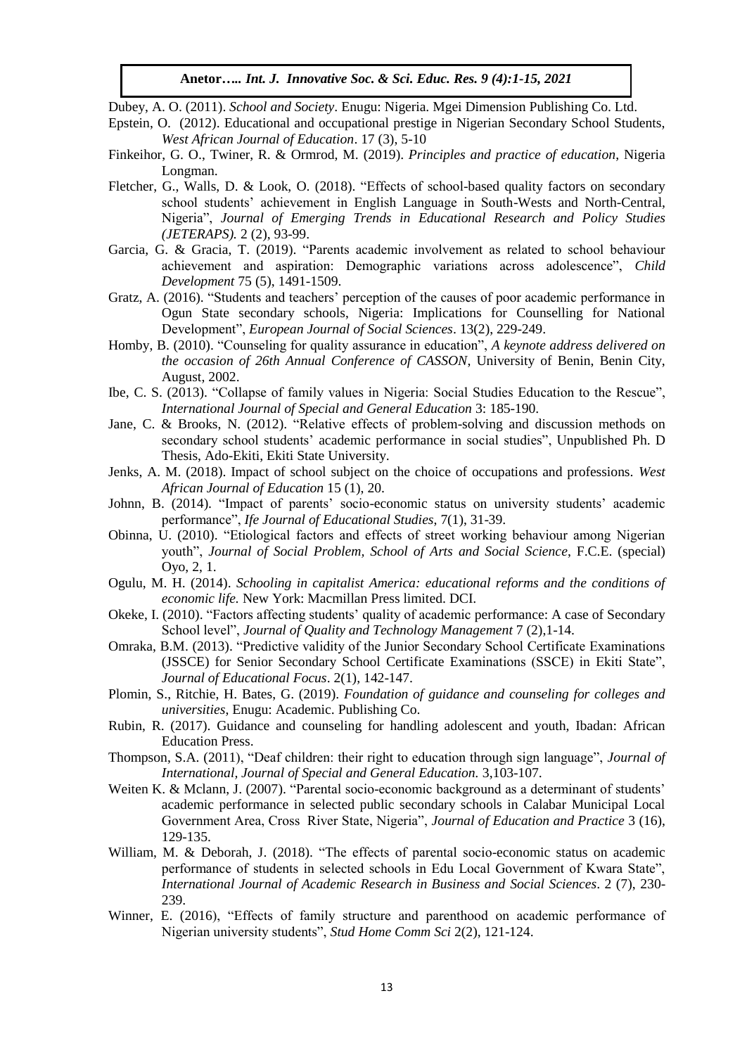Dubey, A. O. (2011). *School and Society*. Enugu: Nigeria. Mgei Dimension Publishing Co. Ltd.

Epstein, O. (2012). Educational and occupational prestige in Nigerian Secondary School Students, *West African Journal of Education*. 17 (3), 5-10

Finkeihor, G. O., Twiner, R. & Ormrod, M. (2019). *Principles and practice of education*, Nigeria Longman.

Fletcher, G., Walls, D. & Look, O. (2018). "Effects of school-based quality factors on secondary school students' achievement in English Language in South-Wests and North-Central, Nigeria", *Journal of Emerging Trends in Educational Research and Policy Studies (JETERAPS).* 2 (2), 93-99.

Garcia, G. & Gracia, T. (2019). "Parents academic involvement as related to school behaviour achievement and aspiration: Demographic variations across adolescence", *Child Development* 75 (5), 1491-1509.

Gratz, A. (2016). "Students and teachers' perception of the causes of poor academic performance in Ogun State secondary schools, Nigeria: Implications for Counselling for National Development", *European Journal of Social Sciences*. 13(2), 229-249.

Homby, B. (2010). "Counseling for quality assurance in education", *A keynote address delivered on the occasion of 26th Annual Conference of CASSON*, University of Benin, Benin City, August, 2002.

Ibe, C. S. (2013). "Collapse of family values in Nigeria: Social Studies Education to the Rescue", *International Journal of Special and General Education* 3: 185-190.

Jane, C. & Brooks, N. (2012). "Relative effects of problem-solving and discussion methods on secondary school students' academic performance in social studies", Unpublished Ph. D Thesis, Ado-Ekiti, Ekiti State University.

Jenks, A. M. (2018). Impact of school subject on the choice of occupations and professions. *West African Journal of Education* 15 (1), 20.

Johnn, B. (2014). "Impact of parents' socio-economic status on university students' academic performance", *Ife Journal of Educational Studies*, 7(1), 31-39.

Obinna, U. (2010). "Etiological factors and effects of street working behaviour among Nigerian youth", *Journal of Social Problem, School of Arts and Social Science*, F.C.E. (special) Oyo, 2, 1.

Ogulu, M. H. (2014). *Schooling in capitalist America: educational reforms and the conditions of economic life.* New York: Macmillan Press limited. DCI.

Okeke, I. (2010). "Factors affecting students' quality of academic performance: A case of Secondary School level", *Journal of Quality and Technology Management* 7 (2),1-14.

Omraka, B.M. (2013). "Predictive validity of the Junior Secondary School Certificate Examinations (JSSCE) for Senior Secondary School Certificate Examinations (SSCE) in Ekiti State", *Journal of Educational Focus*. 2(1), 142-147.

Plomin, S., Ritchie, H. Bates, G. (2019). *Foundation of guidance and counseling for colleges and universities*, Enugu: Academic. Publishing Co.

Rubin, R. (2017). Guidance and counseling for handling adolescent and youth, Ibadan: African Education Press.

Thompson, S.A. (2011), "Deaf children: their right to education through sign language", *Journal of International, Journal of Special and General Education.* 3,103-107.

Weiten K. & Mclann, J. (2007). "Parental socio-economic background as a determinant of students' academic performance in selected public secondary schools in Calabar Municipal Local Government Area, Cross River State, Nigeria", *Journal of Education and Practice* 3 (16), 129-135.

William, M. & Deborah, J. (2018). "The effects of parental socio-economic status on academic performance of students in selected schools in Edu Local Government of Kwara State", *International Journal of Academic Research in Business and Social Sciences*. 2 (7), 230-239.

Winner, E. (2016), "Effects of family structure and parenthood on academic performance of Nigerian university students", *Stud Home Comm Sci* 2(2), 121-124.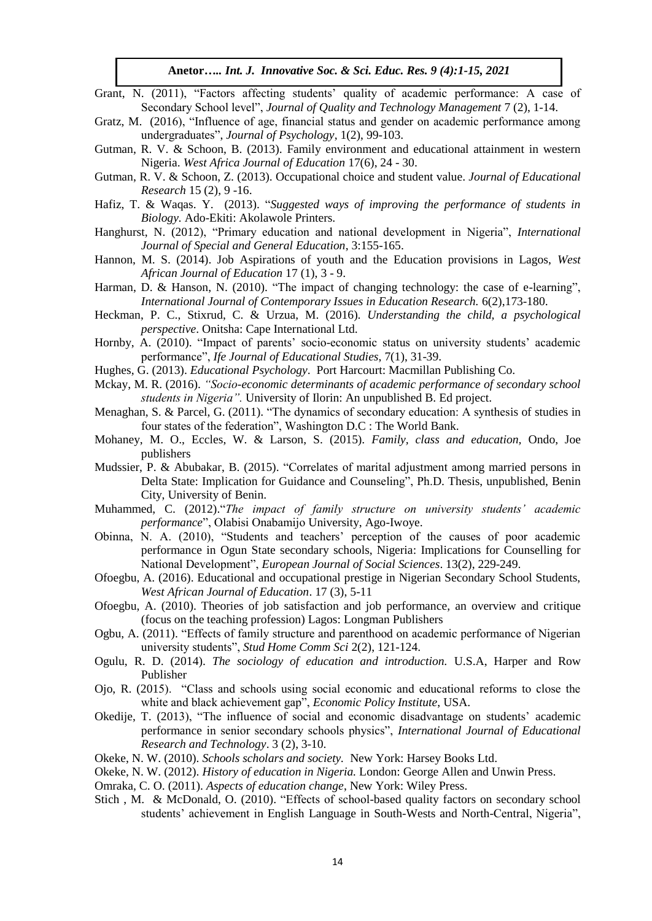Grant, N. (2011), "Factors affecting students' quality of academic performance: A case of Secondary School level", *Journal of Quality and Technology Management* 7 (2), 1-14.

Gratz, M. (2016), "Influence of age, financial status and gender on academic performance among undergraduates", *Journal of Psychology*, 1(2), 99-103.

Gutman, R. V. & Schoon, B. (2013). Family environment and educational attainment in western Nigeria. *West Africa Journal of Education* 17(6), 24 - 30.

Gutman, R. V. & Schoon, Z. (2013). Occupational choice and student value. *Journal of Educational Research* 15 (2), 9 -16.

Hafiz, T. & Waqas. Y. (2013). "*Suggested ways of improving the performance of students in Biology*. Ado-Ekiti: Akolawole Printers.

Hanghurst, N. (2012), "Primary education and national development in Nigeria", *International Journal of Special and General Education*, 3:155-165.

Hannon, M. S. (2014). Job Aspirations of youth and the Education provisions in Lagos, *West African Journal of Education* 17 (1), 3 - 9.

Harman, D. & Hanson, N. (2010). "The impact of changing technology: the case of e-learning", *International Journal of Contemporary Issues in Education Research.* 6(2),173-180.

Heckman, P. C., Stixrud, C. & Urzua, M. (2016). *Understanding the child, a psychological perspective*. Onitsha: Cape International Ltd.

Hornby, A. (2010). "Impact of parents' socio-economic status on university students' academic performance", *Ife Journal of Educational Studies*, 7(1), 31-39.

Hughes, G. (2013). *Educational Psychology*. Port Harcourt: Macmillan Publishing Co.

Mckay, M. R. (2016). *"Socio-economic determinants of academic performance of secondary school students in Nigeria".* University of Ilorin: An unpublished B. Ed project.

Menaghan, S. & Parcel, G. (2011). "The dynamics of secondary education: A synthesis of studies in four states of the federation", Washington D.C : The World Bank.

Mohaney, M. O., Eccles, W. & Larson, S. (2015). *Family, class and education,* Ondo, Joe publishers

Mudssier, P. & Abubakar, B. (2015). "Correlates of marital adjustment among married persons in Delta State: Implication for Guidance and Counseling", Ph.D. Thesis, unpublished, Benin City, University of Benin.

Muhammed, C. (2012)."*The impact of family structure on university students' academic performance*", Olabisi Onabamijo University, Ago-Iwoye.

Obinna, N. A. (2010), "Students and teachers' perception of the causes of poor academic performance in Ogun State secondary schools, Nigeria: Implications for Counselling for National Development", *European Journal of Social Sciences*. 13(2), 229-249.

Ofoegbu, A. (2016). Educational and occupational prestige in Nigerian Secondary School Students, *West African Journal of Education*. 17 (3), 5-11

Ofoegbu, A. (2010). Theories of job satisfaction and job performance, an overview and critique (focus on the teaching profession) Lagos: Longman Publishers

Ogbu, A. (2011). "Effects of family structure and parenthood on academic performance of Nigerian university students", *Stud Home Comm Sci* 2(2), 121-124.

Ogulu, R. D. (2014). *The sociology of education and introduction.* U.S.A, Harper and Row Publisher

Ojo, R. (2015). "Class and schools using social economic and educational reforms to close the white and black achievement gap", *Economic Policy Institute*, USA.

Okedije, T. (2013), "The influence of social and economic disadvantage on students' academic performance in senior secondary schools physics", *International Journal of Educational Research and Technology*. 3 (2), 3-10.

Okeke, N. W. (2010). *Schools scholars and society.* New York: Harsey Books Ltd.

Okeke, N. W. (2012). *History of education in Nigeria.* London: George Allen and Unwin Press.

Omraka, C. O. (2011). *Aspects of education change*, New York: Wiley Press.

Stich , M. & McDonald, O. (2010). "Effects of school-based quality factors on secondary school students' achievement in English Language in South-Wests and North-Central, Nigeria",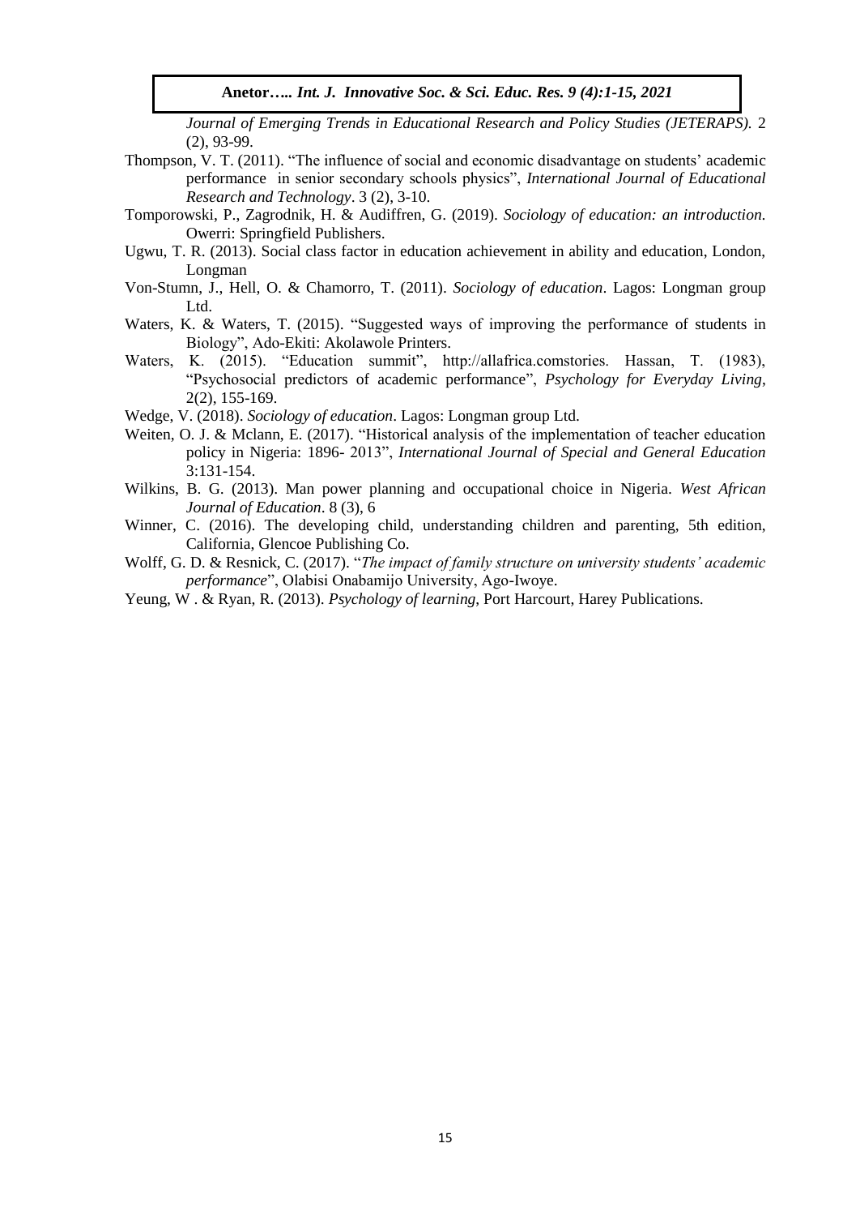*Journal of Emerging Trends in Educational Research and Policy Studies (JETERAPS)*. 2 (2), 93-99.

Thompson, V. T. (2011). "The influence of social and economic disadvantage on students' academic performance in senior secondary schools physics", *International Journal of Educational Research and Technology*. 3 (2), 3-10.

Tomporowski, P., Zagrodnik, H. & Audiffren, G. (2019). *Sociology of education: an introduction.* Owerri: Springfield Publishers.

Ugwu, T. R. (2013). Social class factor in education achievement in ability and education, London, Longman

Von-Stumn, J., Hell, O. & Chamorro, T. (2011). *Sociology of education*. Lagos: Longman group Ltd.

Waters, K. & Waters, T. (2015). "Suggested ways of improving the performance of students in Biology", Ado-Ekiti: Akolawole Printers.

Waters, K. (2015). "Education summit", http://allafrica.comstories. Hassan, T. (1983), "Psychosocial predictors of academic performance", *Psychology for Everyday Living*, 2(2), 155-169.

Wedge, V. (2018). *Sociology of education*. Lagos: Longman group Ltd.

Weiten, O. J. & Mclann, E. (2017). "Historical analysis of the implementation of teacher education policy in Nigeria: 1896- 2013", *International Journal of Special and General Education* 3:131-154.

Wilkins, B. G. (2013). Man power planning and occupational choice in Nigeria. *West African Journal of Education*. 8 (3), 6

Winner, C. (2016). The developing child, understanding children and parenting, 5th edition, California, Glencoe Publishing Co.

Wolff, G. D. & Resnick, C. (2017). "*The impact of family structure on university students' academic performance*", Olabisi Onabamijo University, Ago-Iwoye.

Yeung, W . & Ryan, R. (2013). *Psychology of learning*, Port Harcourt, Harey Publications.